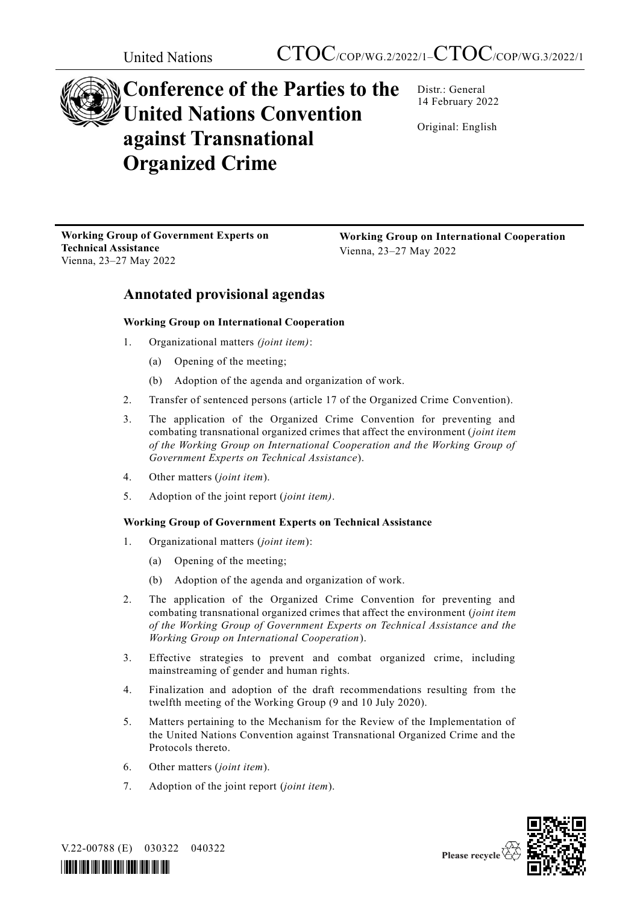United Nations CTOC/COP/WG.2/2022/1–CTOC/COP/WG.3/2022/1

# Conference of the Parties to the United Nations Convention against Transnational Organized Crime

Distr.: General
14 February 2022

Original: English

**Working Group of Government Experts on Technical Assistance**
Vienna, 23–27 May 2022

**Working Group on International Cooperation**
Vienna, 23–27 May 2022

## Annotated provisional agendas

### Working Group on International Cooperation

1. Organizational matters *(joint item)*:
   (a) Opening of the meeting;
   (b) Adoption of the agenda and organization of work.
2. Transfer of sentenced persons (article 17 of the Organized Crime Convention).
3. The application of the Organized Crime Convention for preventing and combating transnational organized crimes that affect the environment (*joint item of the Working Group on International Cooperation and the Working Group of Government Experts on Technical Assistance*).
4. Other matters (*joint item*).
5. Adoption of the joint report (*joint item)*.

### Working Group of Government Experts on Technical Assistance

1. Organizational matters (*joint item*):
   (a) Opening of the meeting;
   (b) Adoption of the agenda and organization of work.
2. The application of the Organized Crime Convention for preventing and combating transnational organized crimes that affect the environment (*joint item of the Working Group of Government Experts on Technical Assistance and the Working Group on International Cooperation*).
3. Effective strategies to prevent and combat organized crime, including mainstreaming of gender and human rights.
4. Finalization and adoption of the draft recommendations resulting from the twelfth meeting of the Working Group (9 and 10 July 2020).
5. Matters pertaining to the Mechanism for the Review of the Implementation of the United Nations Convention against Transnational Organized Crime and the Protocols thereto.
6. Other matters (*joint item*).
7. Adoption of the joint report (*joint item*).

V.22-00788 (E) 030322 040322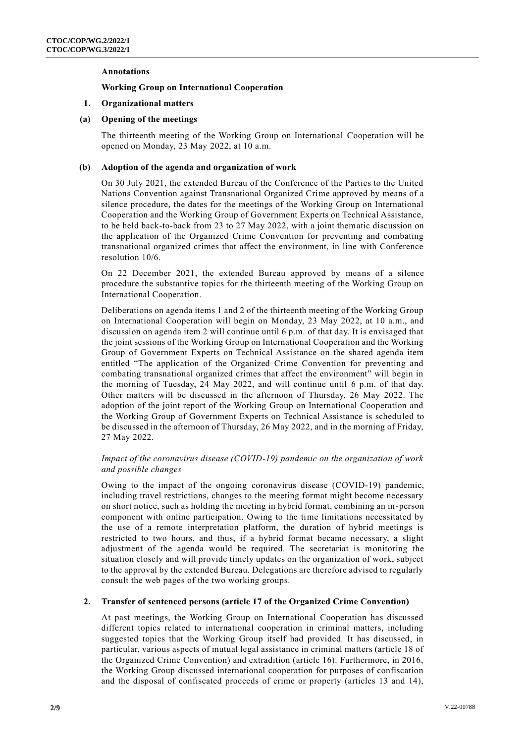**Annotations**

**Working Group on International Cooperation**

## 1. Organizational matters

### (a) Opening of the meetings

The thirteenth meeting of the Working Group on International Cooperation will be opened on Monday, 23 May 2022, at 10 a.m.

### (b) Adoption of the agenda and organization of work

On 30 July 2021, the extended Bureau of the Conference of the Parties to the United Nations Convention against Transnational Organized Crime approved by means of a silence procedure, the dates for the meetings of the Working Group on International Cooperation and the Working Group of Government Experts on Technical Assistance, to be held back-to-back from 23 to 27 May 2022, with a joint thematic discussion on the application of the Organized Crime Convention for preventing and combating transnational organized crimes that affect the environment, in line with Conference resolution 10/6.

On 22 December 2021, the extended Bureau approved by means of a silence procedure the substantive topics for the thirteenth meeting of the Working Group on International Cooperation.

Deliberations on agenda items 1 and 2 of the thirteenth meeting of the Working Group on International Cooperation will begin on Monday, 23 May 2022, at 10 a.m., and discussion on agenda item 2 will continue until 6 p.m. of that day. It is envisaged that the joint sessions of the Working Group on International Cooperation and the Working Group of Government Experts on Technical Assistance on the shared agenda item entitled "The application of the Organized Crime Convention for preventing and combating transnational organized crimes that affect the environment" will begin in the morning of Tuesday, 24 May 2022, and will continue until 6 p.m. of that day. Other matters will be discussed in the afternoon of Thursday, 26 May 2022. The adoption of the joint report of the Working Group on International Cooperation and the Working Group of Government Experts on Technical Assistance is scheduled to be discussed in the afternoon of Thursday, 26 May 2022, and in the morning of Friday, 27 May 2022.

*Impact of the coronavirus disease (COVID-19) pandemic on the organization of work and possible changes*

Owing to the impact of the ongoing coronavirus disease (COVID-19) pandemic, including travel restrictions, changes to the meeting format might become necessary on short notice, such as holding the meeting in hybrid format, combining an in-person component with online participation. Owing to the time limitations necessitated by the use of a remote interpretation platform, the duration of hybrid meetings is restricted to two hours, and thus, if a hybrid format became necessary, a slight adjustment of the agenda would be required. The secretariat is monitoring the situation closely and will provide timely updates on the organization of work, subject to the approval by the extended Bureau. Delegations are therefore advised to regularly consult the web pages of the two working groups.

## 2. Transfer of sentenced persons (article 17 of the Organized Crime Convention)

At past meetings, the Working Group on International Cooperation has discussed different topics related to international cooperation in criminal matters, including suggested topics that the Working Group itself had provided. It has discussed, in particular, various aspects of mutual legal assistance in criminal matters (article 18 of the Organized Crime Convention) and extradition (article 16). Furthermore, in 2016, the Working Group discussed international cooperation for purposes of confiscation and the disposal of confiscated proceeds of crime or property (articles 13 and 14),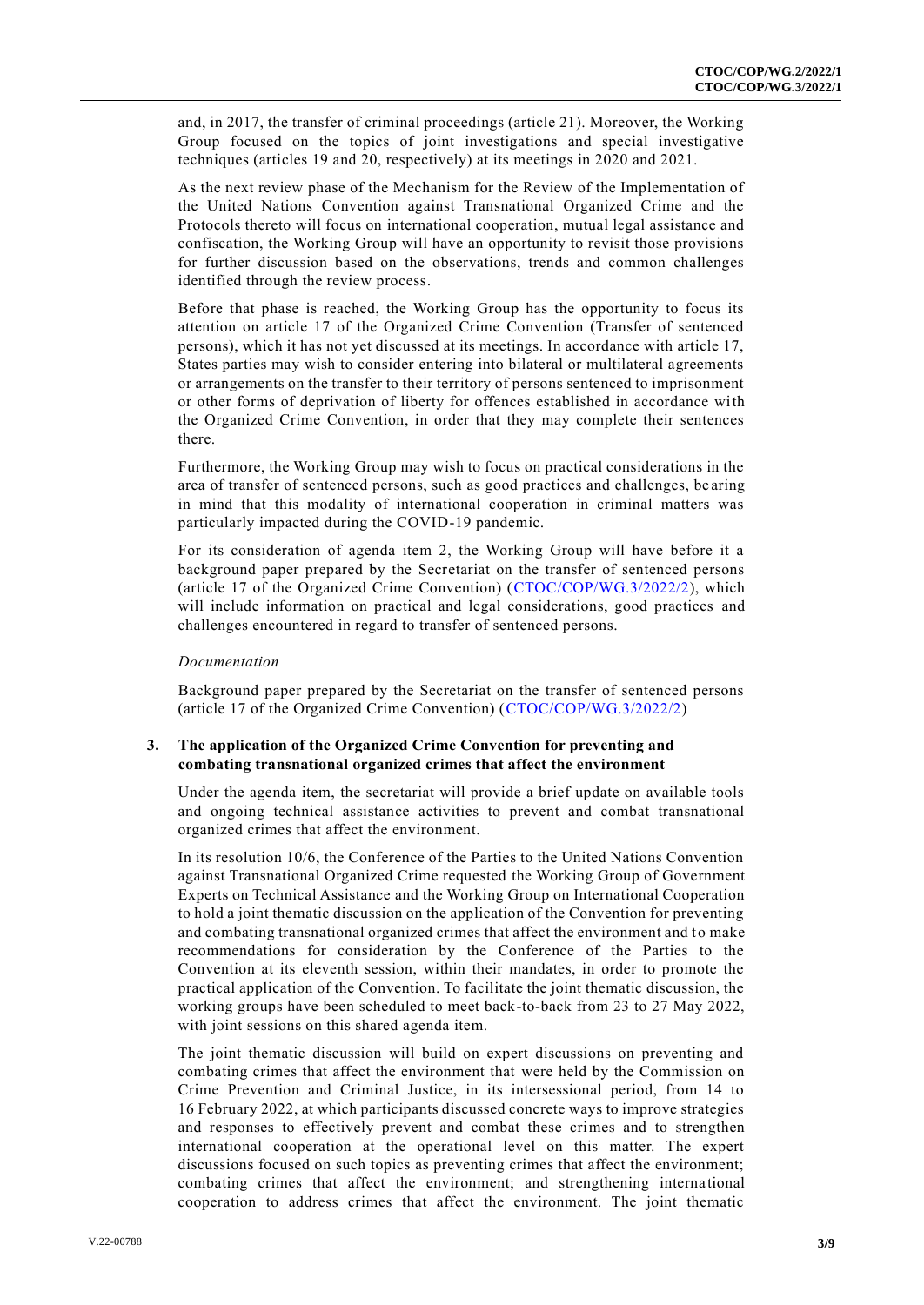and, in 2017, the transfer of criminal proceedings (article 21). Moreover, the Working Group focused on the topics of joint investigations and special investigative techniques (articles 19 and 20, respectively) at its meetings in 2020 and 2021.

As the next review phase of the Mechanism for the Review of the Implementation of the United Nations Convention against Transnational Organized Crime and the Protocols thereto will focus on international cooperation, mutual legal assistance and confiscation, the Working Group will have an opportunity to revisit those provisions for further discussion based on the observations, trends and common challenges identified through the review process.

Before that phase is reached, the Working Group has the opportunity to focus its attention on article 17 of the Organized Crime Convention (Transfer of sentenced persons), which it has not yet discussed at its meetings. In accordance with article 17, States parties may wish to consider entering into bilateral or multilateral agreements or arrangements on the transfer to their territory of persons sentenced to imprisonment or other forms of deprivation of liberty for offences established in accordance with the Organized Crime Convention, in order that they may complete their sentences there.

Furthermore, the Working Group may wish to focus on practical considerations in the area of transfer of sentenced persons, such as good practices and challenges, bearing in mind that this modality of international cooperation in criminal matters was particularly impacted during the COVID-19 pandemic.

For its consideration of agenda item 2, the Working Group will have before it a background paper prepared by the Secretariat on the transfer of sentenced persons (article 17 of the Organized Crime Convention) (CTOC/COP/WG.3/2022/2), which will include information on practical and legal considerations, good practices and challenges encountered in regard to transfer of sentenced persons.

*Documentation*

Background paper prepared by the Secretariat on the transfer of sentenced persons (article 17 of the Organized Crime Convention) (CTOC/COP/WG.3/2022/2)

### 3. The application of the Organized Crime Convention for preventing and combating transnational organized crimes that affect the environment

Under the agenda item, the secretariat will provide a brief update on available tools and ongoing technical assistance activities to prevent and combat transnational organized crimes that affect the environment.

In its resolution 10/6, the Conference of the Parties to the United Nations Convention against Transnational Organized Crime requested the Working Group of Government Experts on Technical Assistance and the Working Group on International Cooperation to hold a joint thematic discussion on the application of the Convention for preventing and combating transnational organized crimes that affect the environment and to make recommendations for consideration by the Conference of the Parties to the Convention at its eleventh session, within their mandates, in order to promote the practical application of the Convention. To facilitate the joint thematic discussion, the working groups have been scheduled to meet back-to-back from 23 to 27 May 2022, with joint sessions on this shared agenda item.

The joint thematic discussion will build on expert discussions on preventing and combating crimes that affect the environment that were held by the Commission on Crime Prevention and Criminal Justice, in its intersessional period, from 14 to 16 February 2022, at which participants discussed concrete ways to improve strategies and responses to effectively prevent and combat these crimes and to strengthen international cooperation at the operational level on this matter. The expert discussions focused on such topics as preventing crimes that affect the environment; combating crimes that affect the environment; and strengthening international cooperation to address crimes that affect the environment. The joint thematic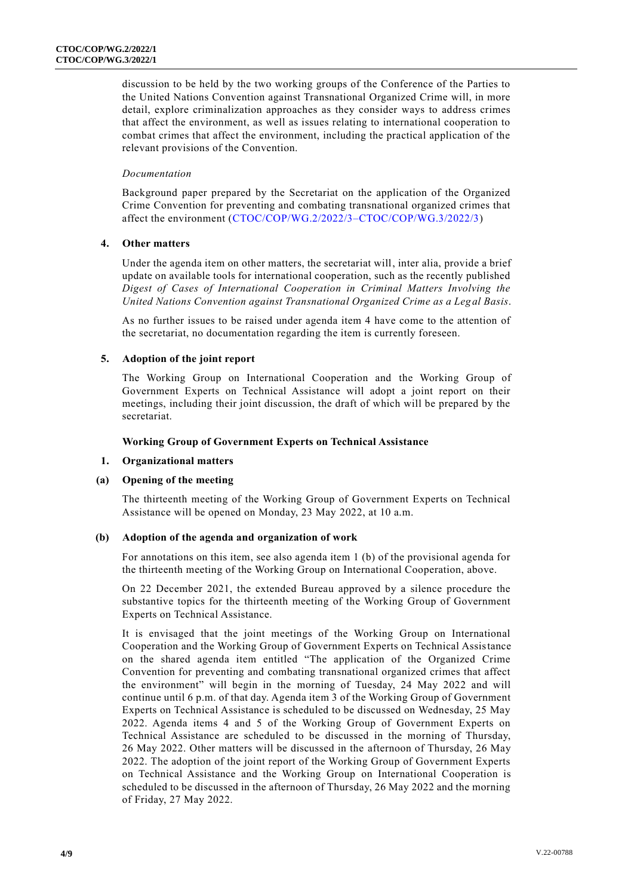discussion to be held by the two working groups of the Conference of the Parties to the United Nations Convention against Transnational Organized Crime will, in more detail, explore criminalization approaches as they consider ways to address crimes that affect the environment, as well as issues relating to international cooperation to combat crimes that affect the environment, including the practical application of the relevant provisions of the Convention.

*Documentation*

Background paper prepared by the Secretariat on the application of the Organized Crime Convention for preventing and combating transnational organized crimes that affect the environment (CTOC/COP/WG.2/2022/3–CTOC/COP/WG.3/2022/3)

### 4. Other matters

Under the agenda item on other matters, the secretariat will, inter alia, provide a brief update on available tools for international cooperation, such as the recently published *Digest of Cases of International Cooperation in Criminal Matters Involving the United Nations Convention against Transnational Organized Crime as a Legal Basis*.

As no further issues to be raised under agenda item 4 have come to the attention of the secretariat, no documentation regarding the item is currently foreseen.

### 5. Adoption of the joint report

The Working Group on International Cooperation and the Working Group of Government Experts on Technical Assistance will adopt a joint report on their meetings, including their joint discussion, the draft of which will be prepared by the secretariat.

## Working Group of Government Experts on Technical Assistance

### 1. Organizational matters

#### (a) Opening of the meeting

The thirteenth meeting of the Working Group of Government Experts on Technical Assistance will be opened on Monday, 23 May 2022, at 10 a.m.

#### (b) Adoption of the agenda and organization of work

For annotations on this item, see also agenda item 1 (b) of the provisional agenda for the thirteenth meeting of the Working Group on International Cooperation, above.

On 22 December 2021, the extended Bureau approved by a silence procedure the substantive topics for the thirteenth meeting of the Working Group of Government Experts on Technical Assistance.

It is envisaged that the joint meetings of the Working Group on International Cooperation and the Working Group of Government Experts on Technical Assistance on the shared agenda item entitled "The application of the Organized Crime Convention for preventing and combating transnational organized crimes that affect the environment" will begin in the morning of Tuesday, 24 May 2022 and will continue until 6 p.m. of that day. Agenda item 3 of the Working Group of Government Experts on Technical Assistance is scheduled to be discussed on Wednesday, 25 May 2022. Agenda items 4 and 5 of the Working Group of Government Experts on Technical Assistance are scheduled to be discussed in the morning of Thursday, 26 May 2022. Other matters will be discussed in the afternoon of Thursday, 26 May 2022. The adoption of the joint report of the Working Group of Government Experts on Technical Assistance and the Working Group on International Cooperation is scheduled to be discussed in the afternoon of Thursday, 26 May 2022 and the morning of Friday, 27 May 2022.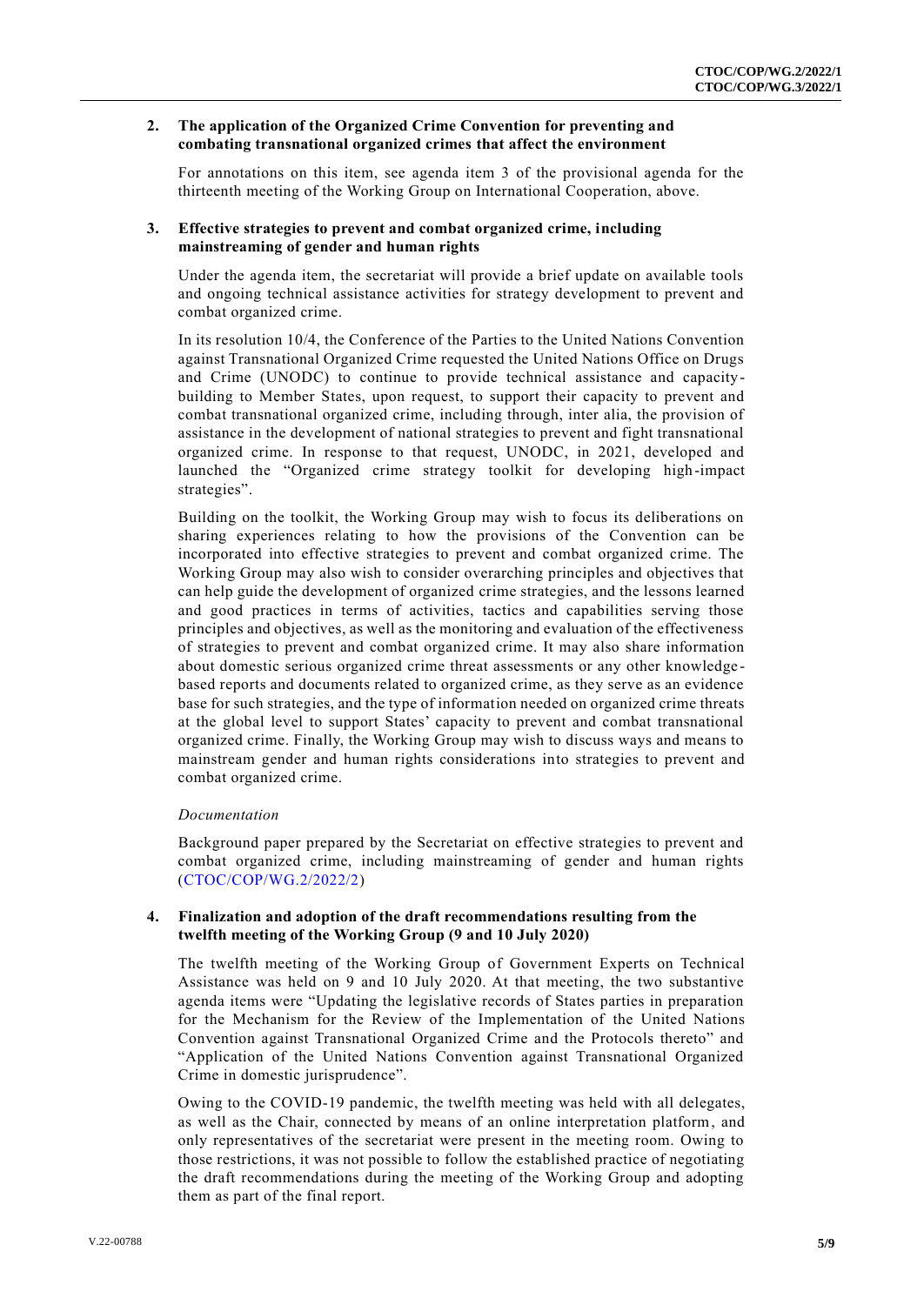### 2. The application of the Organized Crime Convention for preventing and combating transnational organized crimes that affect the environment

For annotations on this item, see agenda item 3 of the provisional agenda for the thirteenth meeting of the Working Group on International Cooperation, above.

### 3. Effective strategies to prevent and combat organized crime, including mainstreaming of gender and human rights

Under the agenda item, the secretariat will provide a brief update on available tools and ongoing technical assistance activities for strategy development to prevent and combat organized crime.

In its resolution 10/4, the Conference of the Parties to the United Nations Convention against Transnational Organized Crime requested the United Nations Office on Drugs and Crime (UNODC) to continue to provide technical assistance and capacity-building to Member States, upon request, to support their capacity to prevent and combat transnational organized crime, including through, inter alia, the provision of assistance in the development of national strategies to prevent and fight transnational organized crime. In response to that request, UNODC, in 2021, developed and launched the "Organized crime strategy toolkit for developing high-impact strategies".

Building on the toolkit, the Working Group may wish to focus its deliberations on sharing experiences relating to how the provisions of the Convention can be incorporated into effective strategies to prevent and combat organized crime. The Working Group may also wish to consider overarching principles and objectives that can help guide the development of organized crime strategies, and the lessons learned and good practices in terms of activities, tactics and capabilities serving those principles and objectives, as well as the monitoring and evaluation of the effectiveness of strategies to prevent and combat organized crime. It may also share information about domestic serious organized crime threat assessments or any other knowledge-based reports and documents related to organized crime, as they serve as an evidence base for such strategies, and the type of information needed on organized crime threats at the global level to support States' capacity to prevent and combat transnational organized crime. Finally, the Working Group may wish to discuss ways and means to mainstream gender and human rights considerations into strategies to prevent and combat organized crime.

*Documentation*

Background paper prepared by the Secretariat on effective strategies to prevent and combat organized crime, including mainstreaming of gender and human rights (CTOC/COP/WG.2/2022/2)

### 4. Finalization and adoption of the draft recommendations resulting from the twelfth meeting of the Working Group (9 and 10 July 2020)

The twelfth meeting of the Working Group of Government Experts on Technical Assistance was held on 9 and 10 July 2020. At that meeting, the two substantive agenda items were "Updating the legislative records of States parties in preparation for the Mechanism for the Review of the Implementation of the United Nations Convention against Transnational Organized Crime and the Protocols thereto" and "Application of the United Nations Convention against Transnational Organized Crime in domestic jurisprudence".

Owing to the COVID-19 pandemic, the twelfth meeting was held with all delegates, as well as the Chair, connected by means of an online interpretation platform, and only representatives of the secretariat were present in the meeting room. Owing to those restrictions, it was not possible to follow the established practice of negotiating the draft recommendations during the meeting of the Working Group and adopting them as part of the final report.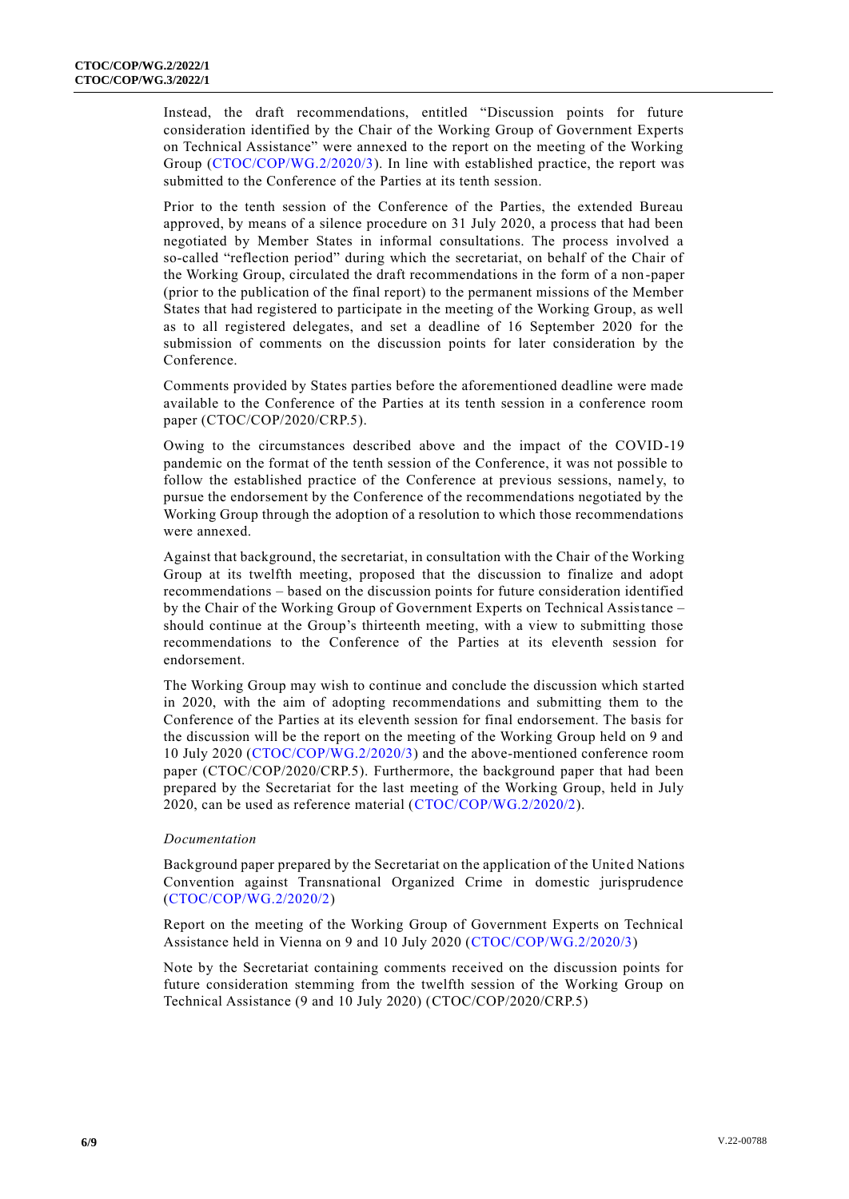Instead, the draft recommendations, entitled "Discussion points for future consideration identified by the Chair of the Working Group of Government Experts on Technical Assistance" were annexed to the report on the meeting of the Working Group (CTOC/COP/WG.2/2020/3). In line with established practice, the report was submitted to the Conference of the Parties at its tenth session.

Prior to the tenth session of the Conference of the Parties, the extended Bureau approved, by means of a silence procedure on 31 July 2020, a process that had been negotiated by Member States in informal consultations. The process involved a so-called "reflection period" during which the secretariat, on behalf of the Chair of the Working Group, circulated the draft recommendations in the form of a non-paper (prior to the publication of the final report) to the permanent missions of the Member States that had registered to participate in the meeting of the Working Group, as well as to all registered delegates, and set a deadline of 16 September 2020 for the submission of comments on the discussion points for later consideration by the Conference.

Comments provided by States parties before the aforementioned deadline were made available to the Conference of the Parties at its tenth session in a conference room paper (CTOC/COP/2020/CRP.5).

Owing to the circumstances described above and the impact of the COVID-19 pandemic on the format of the tenth session of the Conference, it was not possible to follow the established practice of the Conference at previous sessions, namely, to pursue the endorsement by the Conference of the recommendations negotiated by the Working Group through the adoption of a resolution to which those recommendations were annexed.

Against that background, the secretariat, in consultation with the Chair of the Working Group at its twelfth meeting, proposed that the discussion to finalize and adopt recommendations – based on the discussion points for future consideration identified by the Chair of the Working Group of Government Experts on Technical Assistance – should continue at the Group's thirteenth meeting, with a view to submitting those recommendations to the Conference of the Parties at its eleventh session for endorsement.

The Working Group may wish to continue and conclude the discussion which started in 2020, with the aim of adopting recommendations and submitting them to the Conference of the Parties at its eleventh session for final endorsement. The basis for the discussion will be the report on the meeting of the Working Group held on 9 and 10 July 2020 (CTOC/COP/WG.2/2020/3) and the above-mentioned conference room paper (CTOC/COP/2020/CRP.5). Furthermore, the background paper that had been prepared by the Secretariat for the last meeting of the Working Group, held in July 2020, can be used as reference material (CTOC/COP/WG.2/2020/2).

*Documentation*

Background paper prepared by the Secretariat on the application of the United Nations Convention against Transnational Organized Crime in domestic jurisprudence (CTOC/COP/WG.2/2020/2)

Report on the meeting of the Working Group of Government Experts on Technical Assistance held in Vienna on 9 and 10 July 2020 (CTOC/COP/WG.2/2020/3)

Note by the Secretariat containing comments received on the discussion points for future consideration stemming from the twelfth session of the Working Group on Technical Assistance (9 and 10 July 2020) (CTOC/COP/2020/CRP.5)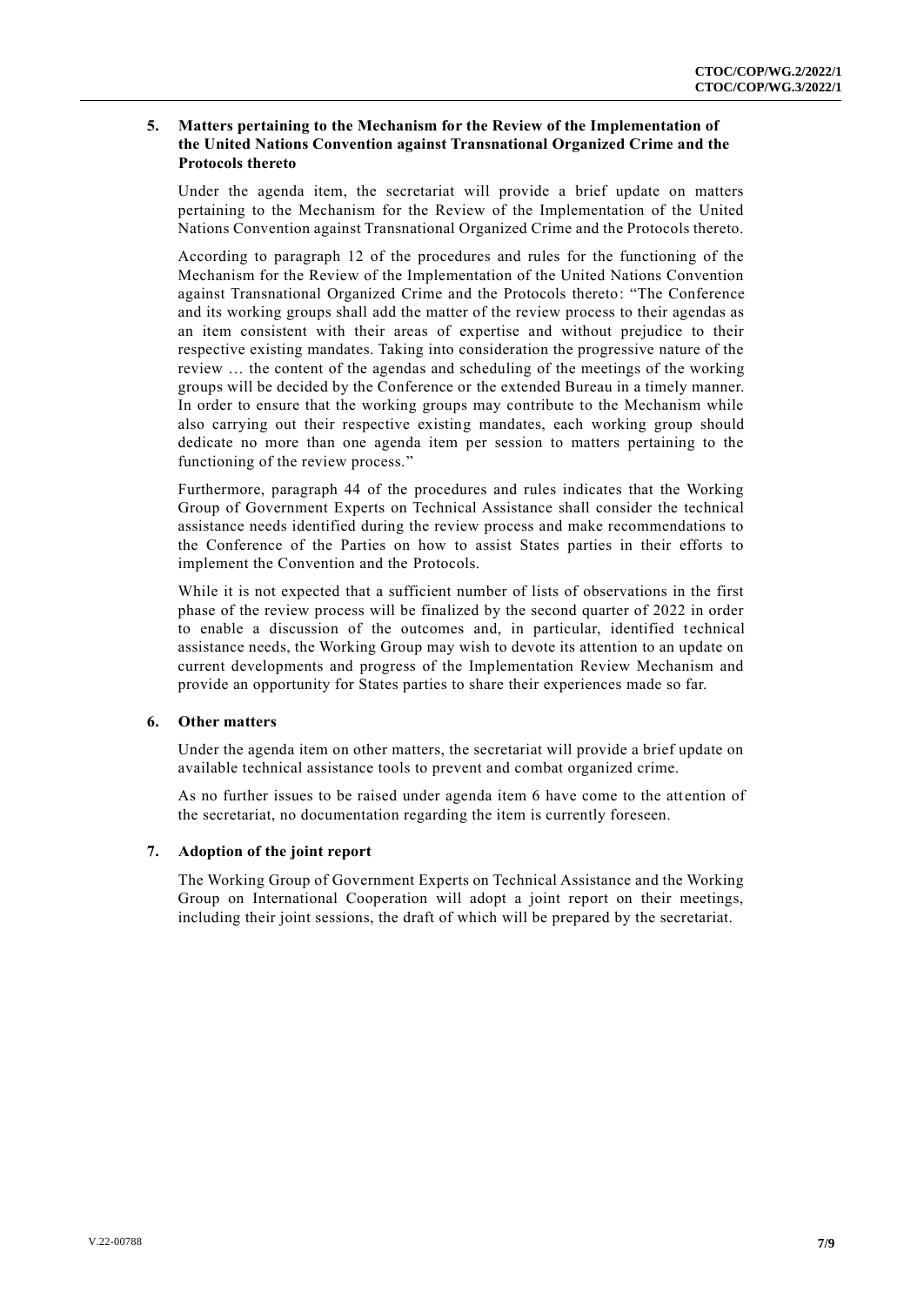### 5. Matters pertaining to the Mechanism for the Review of the Implementation of the United Nations Convention against Transnational Organized Crime and the Protocols thereto

Under the agenda item, the secretariat will provide a brief update on matters pertaining to the Mechanism for the Review of the Implementation of the United Nations Convention against Transnational Organized Crime and the Protocols thereto.

According to paragraph 12 of the procedures and rules for the functioning of the Mechanism for the Review of the Implementation of the United Nations Convention against Transnational Organized Crime and the Protocols thereto: "The Conference and its working groups shall add the matter of the review process to their agendas as an item consistent with their areas of expertise and without prejudice to their respective existing mandates. Taking into consideration the progressive nature of the review … the content of the agendas and scheduling of the meetings of the working groups will be decided by the Conference or the extended Bureau in a timely manner. In order to ensure that the working groups may contribute to the Mechanism while also carrying out their respective existing mandates, each working group should dedicate no more than one agenda item per session to matters pertaining to the functioning of the review process."

Furthermore, paragraph 44 of the procedures and rules indicates that the Working Group of Government Experts on Technical Assistance shall consider the technical assistance needs identified during the review process and make recommendations to the Conference of the Parties on how to assist States parties in their efforts to implement the Convention and the Protocols.

While it is not expected that a sufficient number of lists of observations in the first phase of the review process will be finalized by the second quarter of 2022 in order to enable a discussion of the outcomes and, in particular, identified technical assistance needs, the Working Group may wish to devote its attention to an update on current developments and progress of the Implementation Review Mechanism and provide an opportunity for States parties to share their experiences made so far.

### 6. Other matters

Under the agenda item on other matters, the secretariat will provide a brief update on available technical assistance tools to prevent and combat organized crime.

As no further issues to be raised under agenda item 6 have come to the attention of the secretariat, no documentation regarding the item is currently foreseen.

### 7. Adoption of the joint report

The Working Group of Government Experts on Technical Assistance and the Working Group on International Cooperation will adopt a joint report on their meetings, including their joint sessions, the draft of which will be prepared by the secretariat.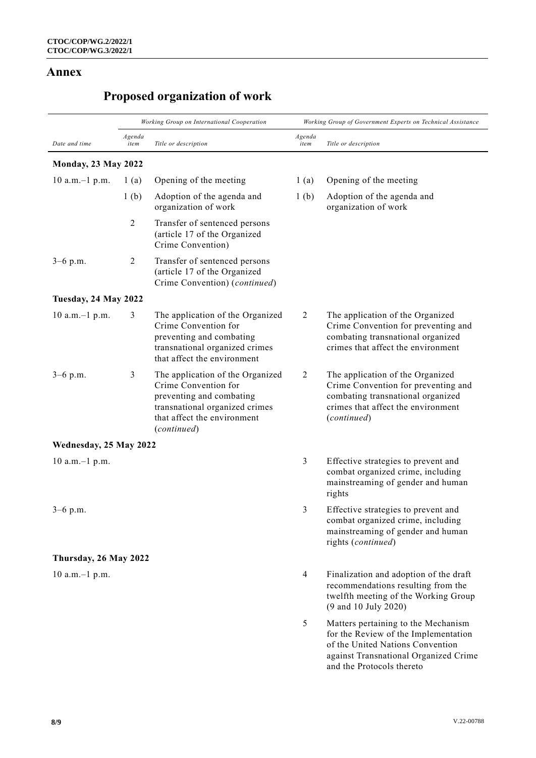# Annex

## Proposed organization of work

| | Working Group on International Cooperation | | Working Group of Government Experts on Technical Assistance | |
|---|---|---|---|---|
| *Date and time* | *Agenda item* | *Title or description* | *Agenda item* | *Title or description* |
| **Monday, 23 May 2022** | | | | |
| 10 a.m.–1 p.m. | 1 (a) | Opening of the meeting | 1 (a) | Opening of the meeting |
| | 1 (b) | Adoption of the agenda and organization of work | 1 (b) | Adoption of the agenda and organization of work |
| | 2 | Transfer of sentenced persons (article 17 of the Organized Crime Convention) | | |
| 3–6 p.m. | 2 | Transfer of sentenced persons (article 17 of the Organized Crime Convention) (*continued*) | | |
| **Tuesday, 24 May 2022** | | | | |
| 10 a.m.–1 p.m. | 3 | The application of the Organized Crime Convention for preventing and combating transnational organized crimes that affect the environment | 2 | The application of the Organized Crime Convention for preventing and combating transnational organized crimes that affect the environment |
| 3–6 p.m. | 3 | The application of the Organized Crime Convention for preventing and combating transnational organized crimes that affect the environment (*continued*) | 2 | The application of the Organized Crime Convention for preventing and combating transnational organized crimes that affect the environment (*continued*) |
| **Wednesday, 25 May 2022** | | | | |
| 10 a.m.–1 p.m. | | | 3 | Effective strategies to prevent and combat organized crime, including mainstreaming of gender and human rights |
| 3–6 p.m. | | | 3 | Effective strategies to prevent and combat organized crime, including mainstreaming of gender and human rights (*continued*) |
| **Thursday, 26 May 2022** | | | | |
| 10 a.m.–1 p.m. | | | 4 | Finalization and adoption of the draft recommendations resulting from the twelfth meeting of the Working Group (9 and 10 July 2020) |
| | | | 5 | Matters pertaining to the Mechanism for the Review of the Implementation of the United Nations Convention against Transnational Organized Crime and the Protocols thereto |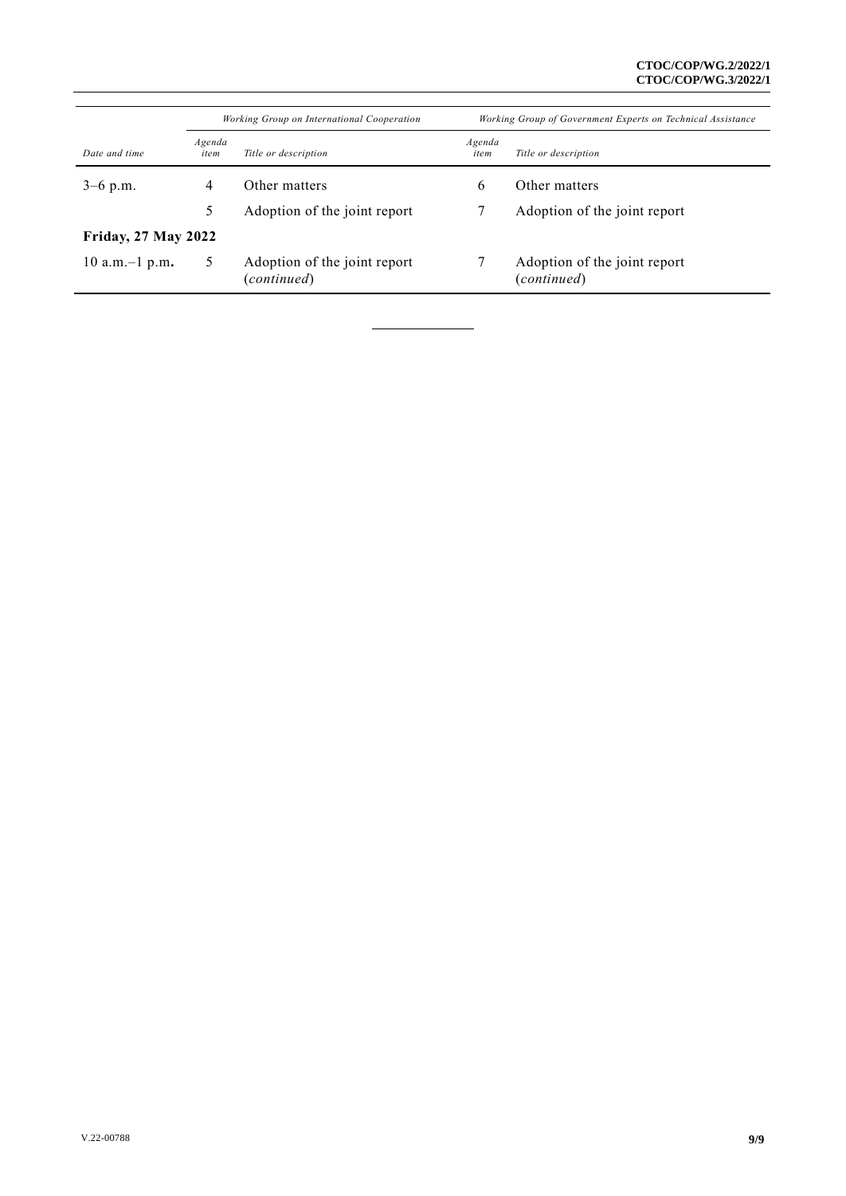| | Working Group on International Cooperation | | Working Group of Government Experts on Technical Assistance | |
|---|---|---|---|---|
| *Date and time* | *Agenda item* | *Title or description* | *Agenda item* | *Title or description* |
| 3–6 p.m. | 4 | Other matters | 6 | Other matters |
| | 5 | Adoption of the joint report | 7 | Adoption of the joint report |
| **Friday, 27 May 2022** | | | | |
| 10 a.m.–1 p.m. | 5 | Adoption of the joint report (*continued*) | 7 | Adoption of the joint report (*continued*) |